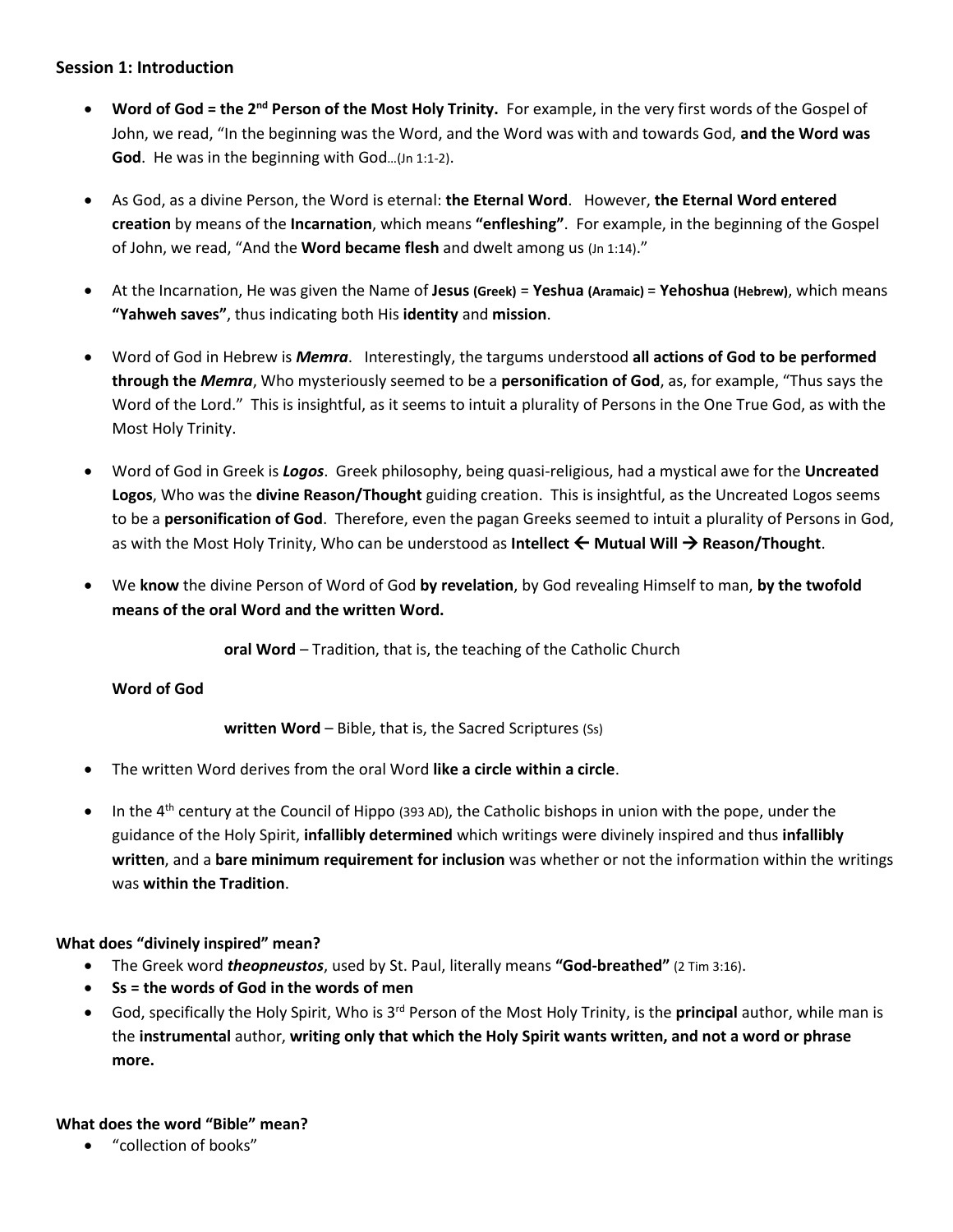## Session 1: Introduction

- **Word of God = the 2nd Person of the Most Holy Trinity.** For example, in the very first words of the Gospel of John, we read, "In the beginning was the Word, and the Word was with and towards God, **and the Word was God**. He was in the beginning with God…(Jn 1:1-2).
- As God, as a divine Person, the Word is eternal: **the Eternal Word**. However, **the Eternal Word entered creation** by means of the **Incarnation**, which means **"enfleshing"**. For example, in the beginning of the Gospel of John, we read, "And the **Word became flesh** and dwelt among us (Jn 1:14)."
- At the Incarnation, He was given the Name of **Jesus (Greek)** = **Yeshua (Aramaic)** = **Yehoshua (Hebrew)**, which means **"Yahweh saves"**, thus indicating both His **identity** and **mission**.
- Word of God in Hebrew is ***Memra***. Interestingly, the targums understood **all actions of God to be performed through the *Memra***, Who mysteriously seemed to be a **personification of God**, as, for example, "Thus says the Word of the Lord." This is insightful, as it seems to intuit a plurality of Persons in the One True God, as with the Most Holy Trinity.
- Word of God in Greek is ***Logos***. Greek philosophy, being quasi-religious, had a mystical awe for the **Uncreated Logos**, Who was the **divine Reason/Thought** guiding creation. This is insightful, as the Uncreated Logos seems to be a **personification of God**. Therefore, even the pagan Greeks seemed to intuit a plurality of Persons in God, as with the Most Holy Trinity, Who can be understood as **Intellect ← Mutual Will → Reason/Thought**.
- We **know** the divine Person of Word of God **by revelation**, by God revealing Himself to man, **by the twofold means of the oral Word and the written Word.**

  **oral Word** – Tradition, that is, the teaching of the Catholic Church

  **Word of God**

  **written Word** – Bible, that is, the Sacred Scriptures (Ss)

- The written Word derives from the oral Word **like a circle within a circle**.
- In the 4th century at the Council of Hippo (393 AD), the Catholic bishops in union with the pope, under the guidance of the Holy Spirit, **infallibly determined** which writings were divinely inspired and thus **infallibly written**, and a **bare minimum requirement for inclusion** was whether or not the information within the writings was **within the Tradition**.

### What does "divinely inspired" mean?

- The Greek word ***theopneustos***, used by St. Paul, literally means **"God-breathed"** (2 Tim 3:16).
- **Ss = the words of God in the words of men**
- God, specifically the Holy Spirit, Who is 3rd Person of the Most Holy Trinity, is the **principal** author, while man is the **instrumental** author, **writing only that which the Holy Spirit wants written, and not a word or phrase more.**

### What does the word "Bible" mean?

- "collection of books"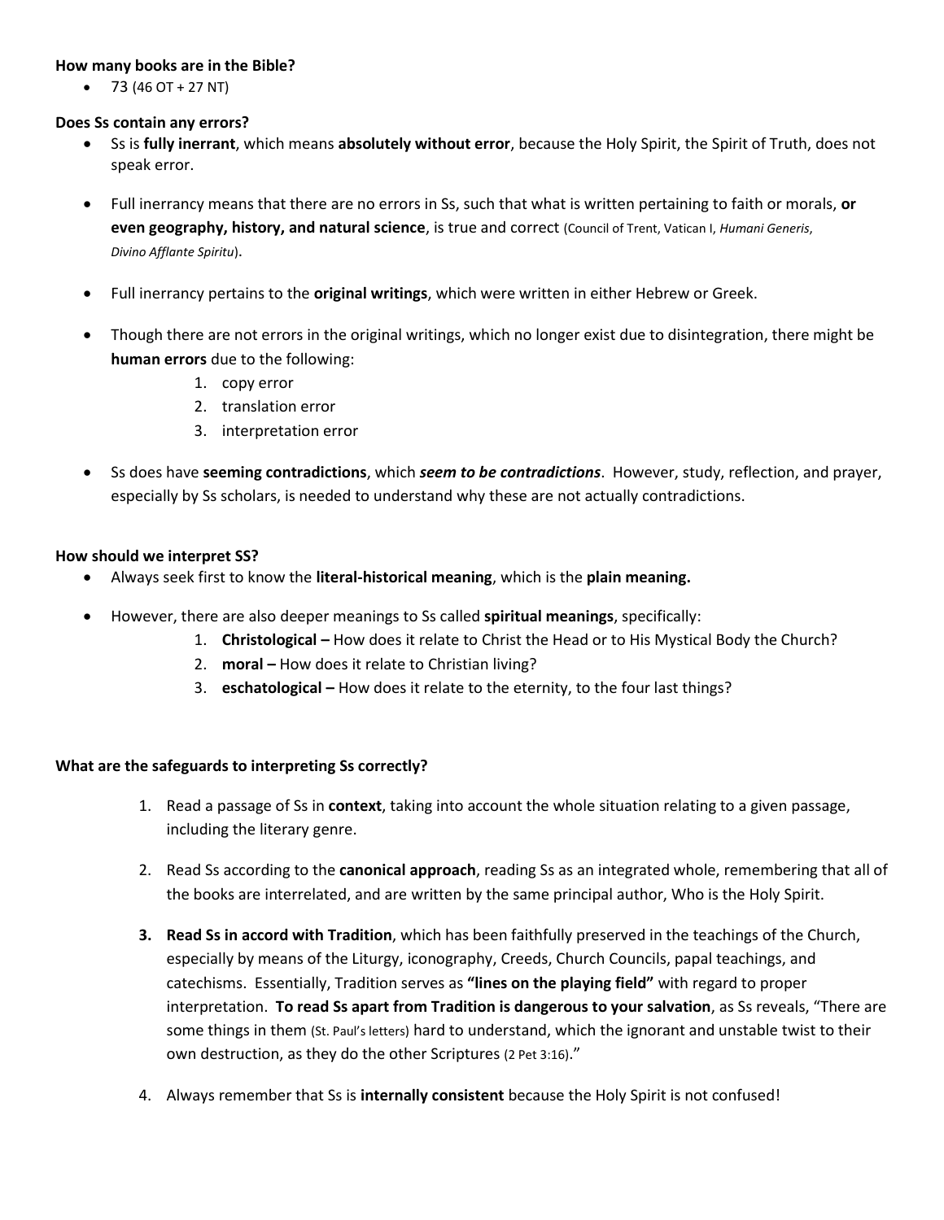**How many books are in the Bible?**

- 73 (46 OT + 27 NT)

**Does Ss contain any errors?**

- Ss is **fully inerrant**, which means **absolutely without error**, because the Holy Spirit, the Spirit of Truth, does not speak error.
- Full inerrancy means that there are no errors in Ss, such that what is written pertaining to faith or morals, **or even geography, history, and natural science**, is true and correct (Council of Trent, Vatican I, *Humani Generis*, *Divino Afflante Spiritu*).
- Full inerrancy pertains to the **original writings**, which were written in either Hebrew or Greek.
- Though there are not errors in the original writings, which no longer exist due to disintegration, there might be **human errors** due to the following:
    1. copy error
    2. translation error
    3. interpretation error
- Ss does have **seeming contradictions**, which ***seem to be contradictions***. However, study, reflection, and prayer, especially by Ss scholars, is needed to understand why these are not actually contradictions.

**How should we interpret SS?**

- Always seek first to know the **literal-historical meaning**, which is the **plain meaning.**
- However, there are also deeper meanings to Ss called **spiritual meanings**, specifically:
    1. **Christological –** How does it relate to Christ the Head or to His Mystical Body the Church?
    2. **moral –** How does it relate to Christian living?
    3. **eschatological –** How does it relate to the eternity, to the four last things?

**What are the safeguards to interpreting Ss correctly?**

1. Read a passage of Ss in **context**, taking into account the whole situation relating to a given passage, including the literary genre.
2. Read Ss according to the **canonical approach**, reading Ss as an integrated whole, remembering that all of the books are interrelated, and are written by the same principal author, Who is the Holy Spirit.
3. **Read Ss in accord with Tradition**, which has been faithfully preserved in the teachings of the Church, especially by means of the Liturgy, iconography, Creeds, Church Councils, papal teachings, and catechisms. Essentially, Tradition serves as **"lines on the playing field"** with regard to proper interpretation. **To read Ss apart from Tradition is dangerous to your salvation**, as Ss reveals, "There are some things in them (St. Paul's letters) hard to understand, which the ignorant and unstable twist to their own destruction, as they do the other Scriptures (2 Pet 3:16)."
4. Always remember that Ss is **internally consistent** because the Holy Spirit is not confused!